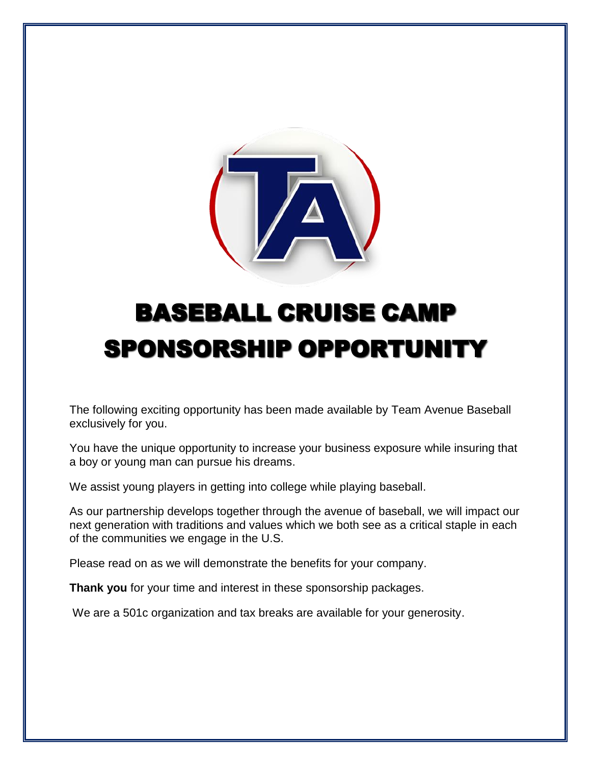# BASEBALL CRUISE CAMP SPONSORSHIP OPPORTUNITY

The following exciting opportunity has been made available by Team Avenue Baseball exclusively for you.

You have the unique opportunity to increase your business exposure while insuring that a boy or young man can pursue his dreams.

We assist young players in getting into college while playing baseball.

As our partnership develops together through the avenue of baseball, we will impact our next generation with traditions and values which we both see as a critical staple in each of the communities we engage in the U.S.

Please read on as we will demonstrate the benefits for your company.

**Thank you** for your time and interest in these sponsorship packages.

We are a 501c organization and tax breaks are available for your generosity.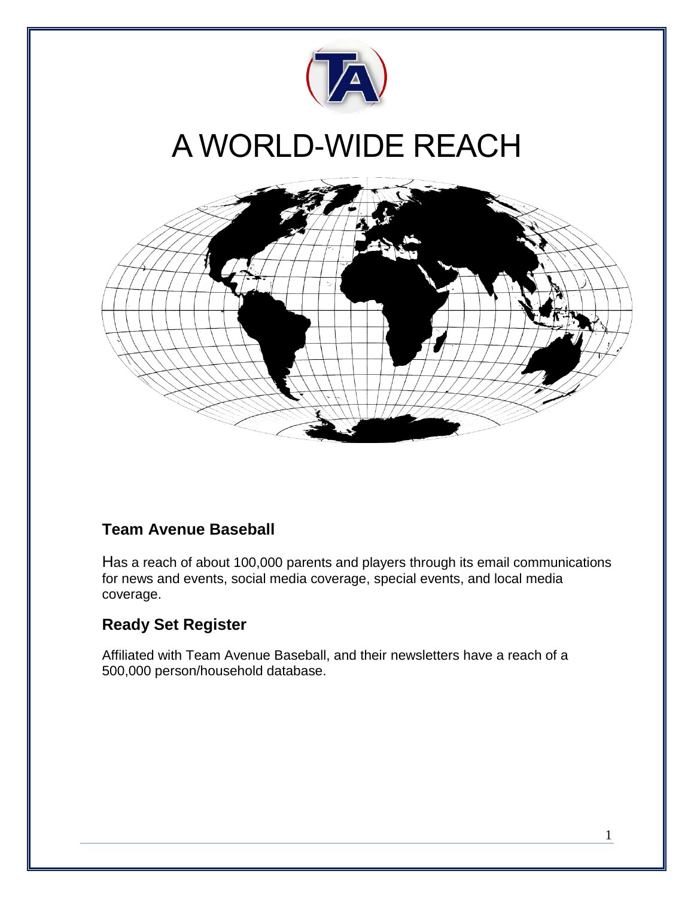# A WORLD-WIDE REACH

## Team Avenue Baseball

Has a reach of about 100,000 parents and players through its email communications for news and events, social media coverage, special events, and local media coverage.

## Ready Set Register

Affiliated with Team Avenue Baseball, and their newsletters have a reach of a 500,000 person/household database.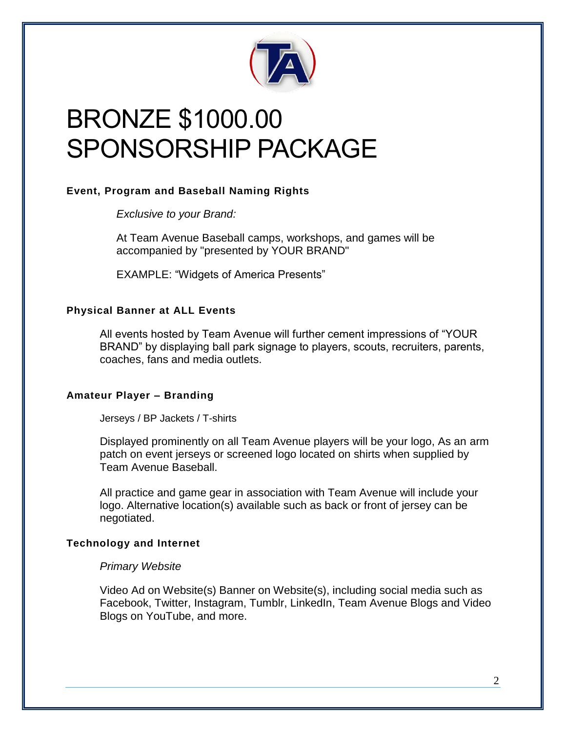# BRONZE $1000.00 SPONSORSHIP PACKAGE

**Event, Program and Baseball Naming Rights**

*Exclusive to your Brand:*

At Team Avenue Baseball camps, workshops, and games will be accompanied by "presented by YOUR BRAND"

EXAMPLE: "Widgets of America Presents"

**Physical Banner at ALL Events**

All events hosted by Team Avenue will further cement impressions of "YOUR BRAND" by displaying ball park signage to players, scouts, recruiters, parents, coaches, fans and media outlets.

**Amateur Player – Branding**

Jerseys / BP Jackets / T-shirts

Displayed prominently on all Team Avenue players will be your logo, As an arm patch on event jerseys or screened logo located on shirts when supplied by Team Avenue Baseball.

All practice and game gear in association with Team Avenue will include your logo. Alternative location(s) available such as back or front of jersey can be negotiated.

**Technology and Internet**

*Primary Website*

Video Ad on Website(s) Banner on Website(s), including social media such as Facebook, Twitter, Instagram, Tumblr, LinkedIn, Team Avenue Blogs and Video Blogs on YouTube, and more.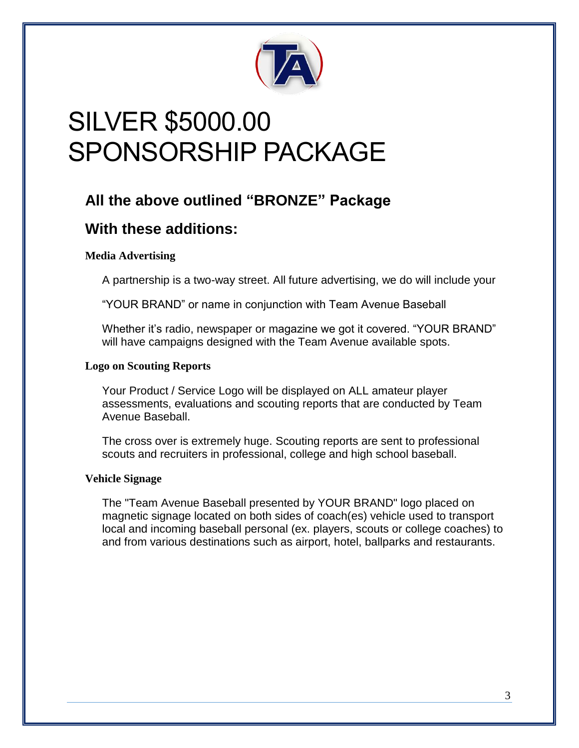# SILVER $5000.00 SPONSORSHIP PACKAGE

## All the above outlined "BRONZE" Package

## With these additions:

**Media Advertising**

A partnership is a two-way street. All future advertising, we do will include your

"YOUR BRAND" or name in conjunction with Team Avenue Baseball

Whether it's radio, newspaper or magazine we got it covered. "YOUR BRAND" will have campaigns designed with the Team Avenue available spots.

**Logo on Scouting Reports**

Your Product / Service Logo will be displayed on ALL amateur player assessments, evaluations and scouting reports that are conducted by Team Avenue Baseball.

The cross over is extremely huge. Scouting reports are sent to professional scouts and recruiters in professional, college and high school baseball.

**Vehicle Signage**

The "Team Avenue Baseball presented by YOUR BRAND" logo placed on magnetic signage located on both sides of coach(es) vehicle used to transport local and incoming baseball personal (ex. players, scouts or college coaches) to and from various destinations such as airport, hotel, ballparks and restaurants.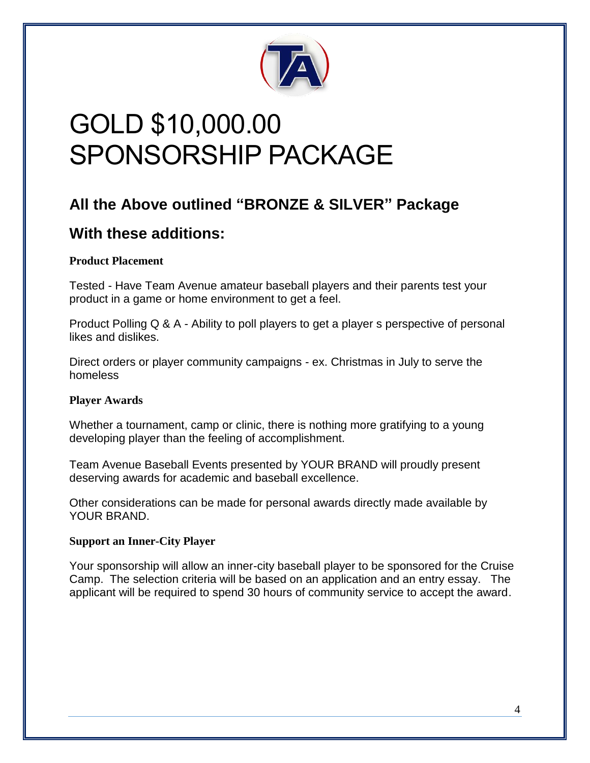# GOLD $10,000.00 SPONSORSHIP PACKAGE

## All the Above outlined “BRONZE & SILVER” Package

## With these additions:

**Product Placement**

Tested - Have Team Avenue amateur baseball players and their parents test your product in a game or home environment to get a feel.

Product Polling Q & A - Ability to poll players to get a player s perspective of personal likes and dislikes.

Direct orders or player community campaigns - ex. Christmas in July to serve the homeless

**Player Awards**

Whether a tournament, camp or clinic, there is nothing more gratifying to a young developing player than the feeling of accomplishment.

Team Avenue Baseball Events presented by YOUR BRAND will proudly present deserving awards for academic and baseball excellence.

Other considerations can be made for personal awards directly made available by YOUR BRAND.

**Support an Inner-City Player**

Your sponsorship will allow an inner-city baseball player to be sponsored for the Cruise Camp. The selection criteria will be based on an application and an entry essay. The applicant will be required to spend 30 hours of community service to accept the award.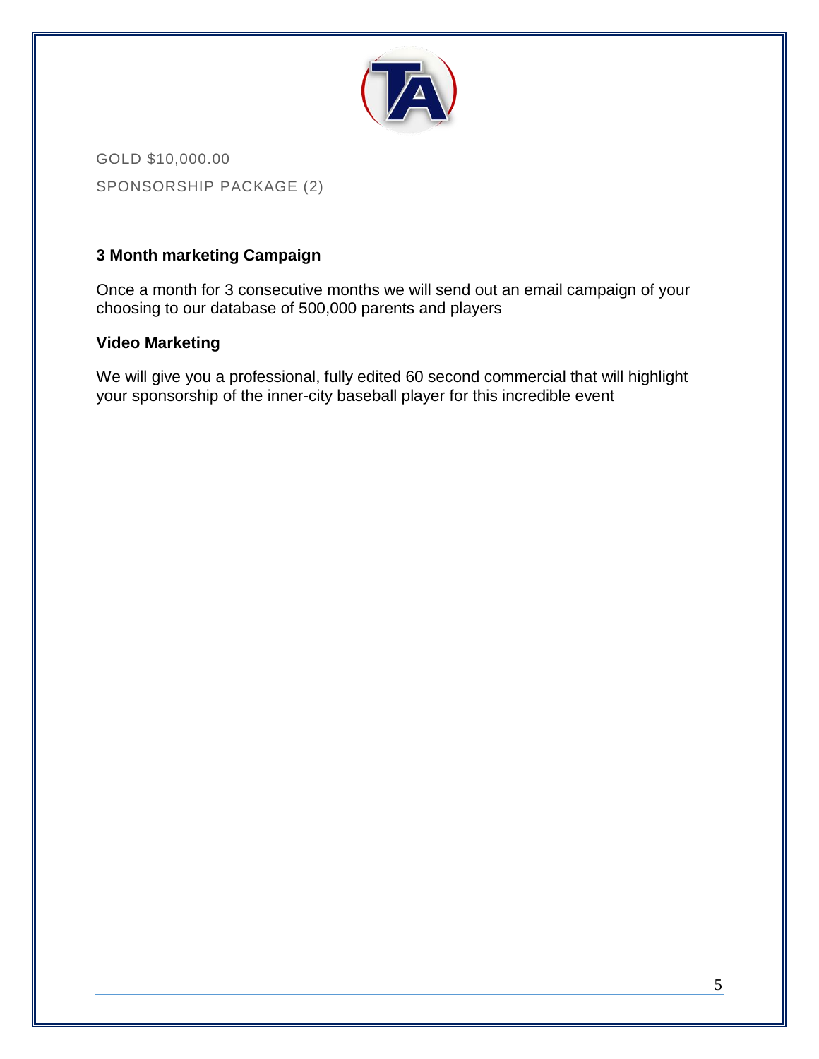GOLD $10,000.00

SPONSORSHIP PACKAGE (2)

**3 Month marketing Campaign**

Once a month for 3 consecutive months we will send out an email campaign of your choosing to our database of 500,000 parents and players

**Video Marketing**

We will give you a professional, fully edited 60 second commercial that will highlight your sponsorship of the inner-city baseball player for this incredible event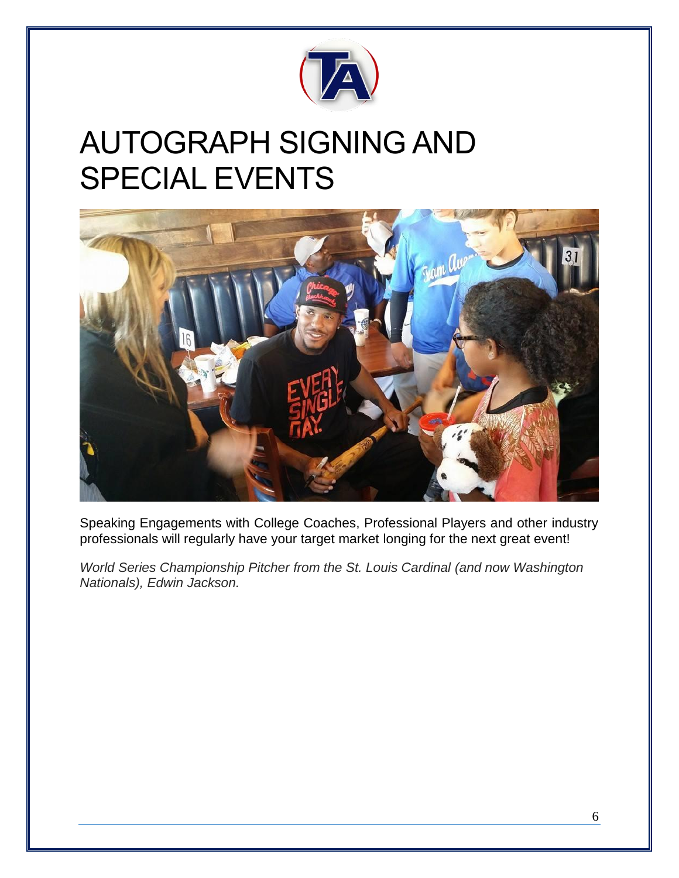# AUTOGRAPH SIGNING AND SPECIAL EVENTS

Speaking Engagements with College Coaches, Professional Players and other industry professionals will regularly have your target market longing for the next great event!

*World Series Championship Pitcher from the St. Louis Cardinal (and now Washington Nationals), Edwin Jackson.*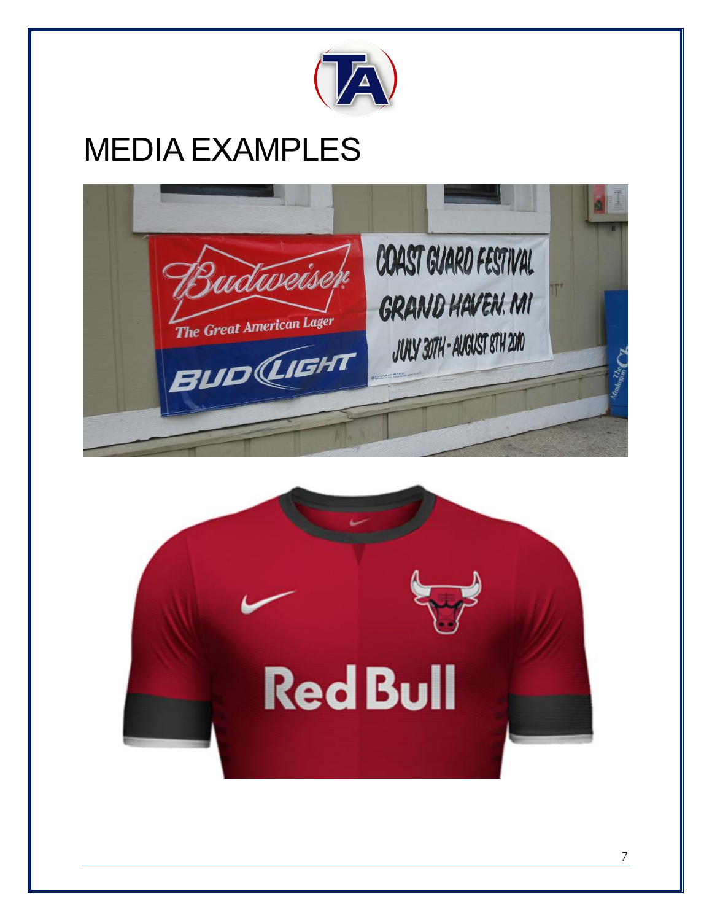# MEDIA EXAMPLES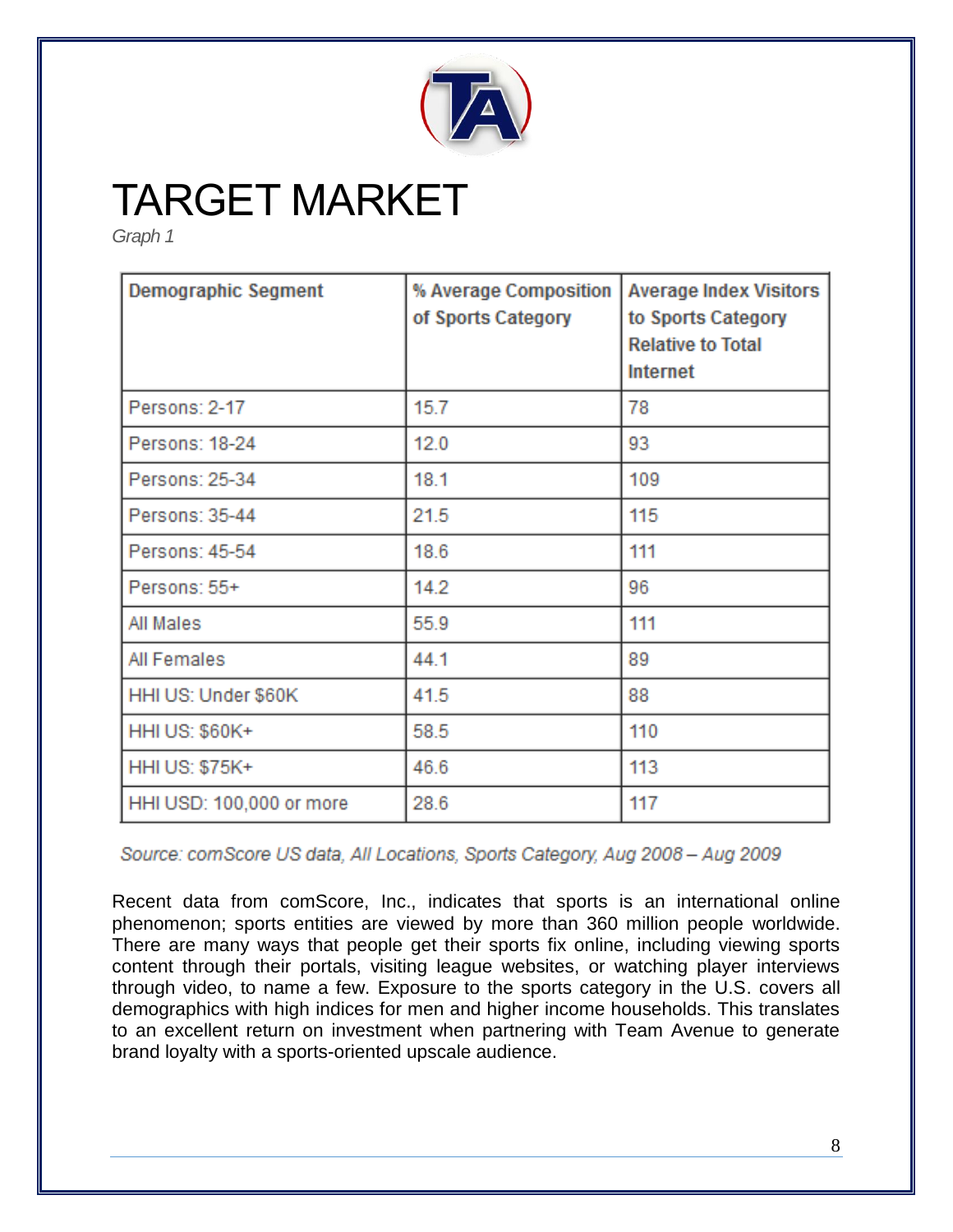# TARGET MARKET

*Graph 1*

| Demographic Segment | % Average Composition of Sports Category | Average Index Visitors to Sports Category Relative to Total Internet |
|---|---|---|
| Persons: 2-17 | 15.7 | 78 |
| Persons: 18-24 | 12.0 | 93 |
| Persons: 25-34 | 18.1 | 109 |
| Persons: 35-44 | 21.5 | 115 |
| Persons: 45-54 | 18.6 | 111 |
| Persons: 55+ | 14.2 | 96 |
| All Males | 55.9 | 111 |
| All Females | 44.1 | 89 |
| HHI US: Under $60K | 41.5 | 88 |
| HHI US: $60K+ | 58.5 | 110 |
| HHI US: $75K+ | 46.6 | 113 |
| HHI USD: 100,000 or more | 28.6 | 117 |

*Source: comScore US data, All Locations, Sports Category, Aug 2008 – Aug 2009*

Recent data from comScore, Inc., indicates that sports is an international online phenomenon; sports entities are viewed by more than 360 million people worldwide. There are many ways that people get their sports fix online, including viewing sports content through their portals, visiting league websites, or watching player interviews through video, to name a few. Exposure to the sports category in the U.S. covers all demographics with high indices for men and higher income households. This translates to an excellent return on investment when partnering with Team Avenue to generate brand loyalty with a sports-oriented upscale audience.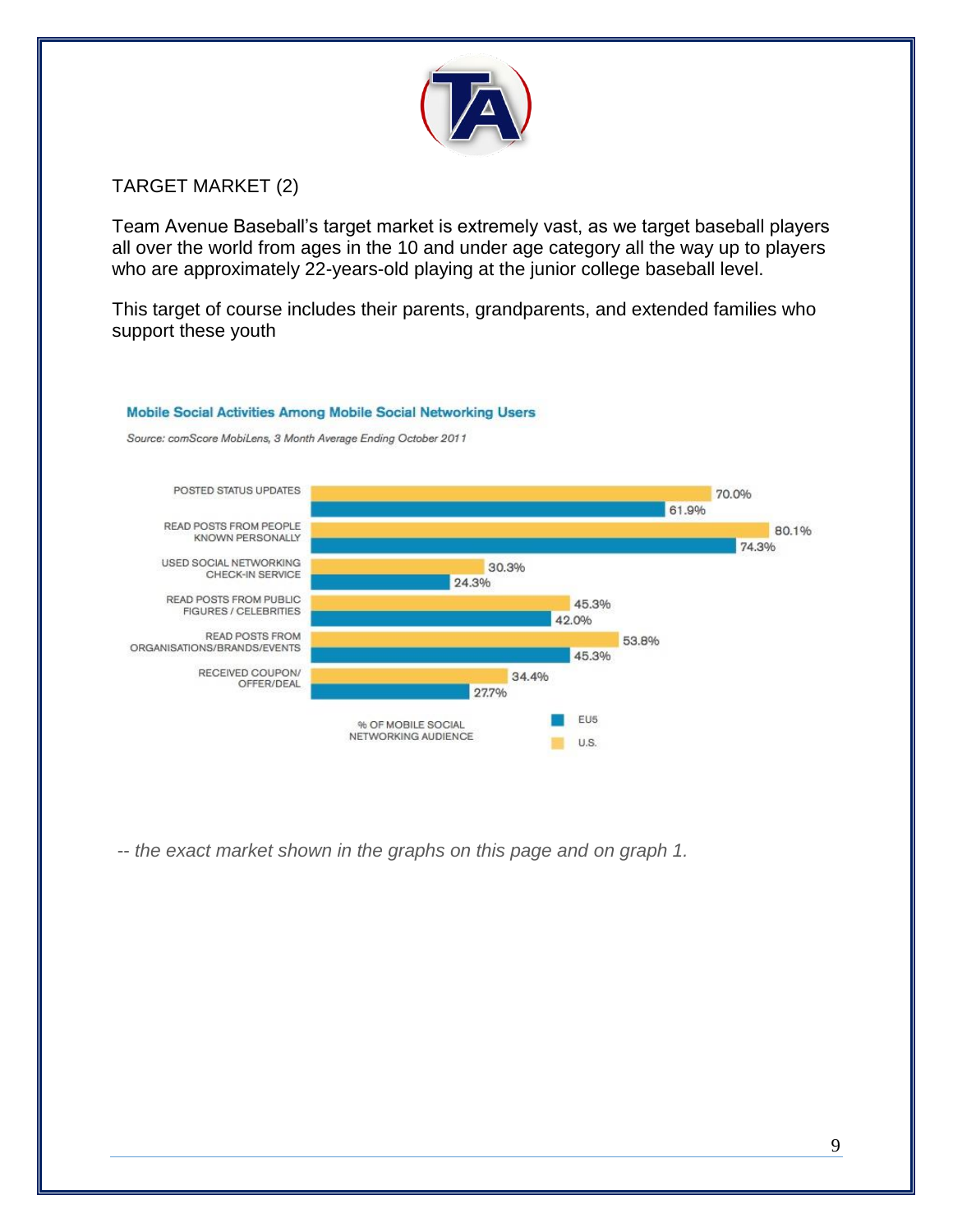## TARGET MARKET (2)

Team Avenue Baseball's target market is extremely vast, as we target baseball players all over the world from ages in the 10 and under age category all the way up to players who are approximately 22-years-old playing at the junior college baseball level.

This target of course includes their parents, grandparents, and extended families who support these youth

**Mobile Social Activities Among Mobile Social Networking Users**

*Source: comScore MobiLens, 3 Month Average Ending October 2011*

| % OF MOBILE SOCIAL NETWORKING AUDIENCE | U.S. | EU5 |
| --- | --- | --- |
| POSTED STATUS UPDATES | 70.0% | 61.9% |
| READ POSTS FROM PEOPLE KNOWN PERSONALLY | 80.1% | 74.3% |
| USED SOCIAL NETWORKING CHECK-IN SERVICE | 30.3% | 24.3% |
| READ POSTS FROM PUBLIC FIGURES / CELEBRITIES | 45.3% | 42.0% |
| READ POSTS FROM ORGANISATIONS/BRANDS/EVENTS | 53.8% | 45.3% |
| RECEIVED COUPON/ OFFER/DEAL | 34.4% | 27.7% |

*-- the exact market shown in the graphs on this page and on graph 1.*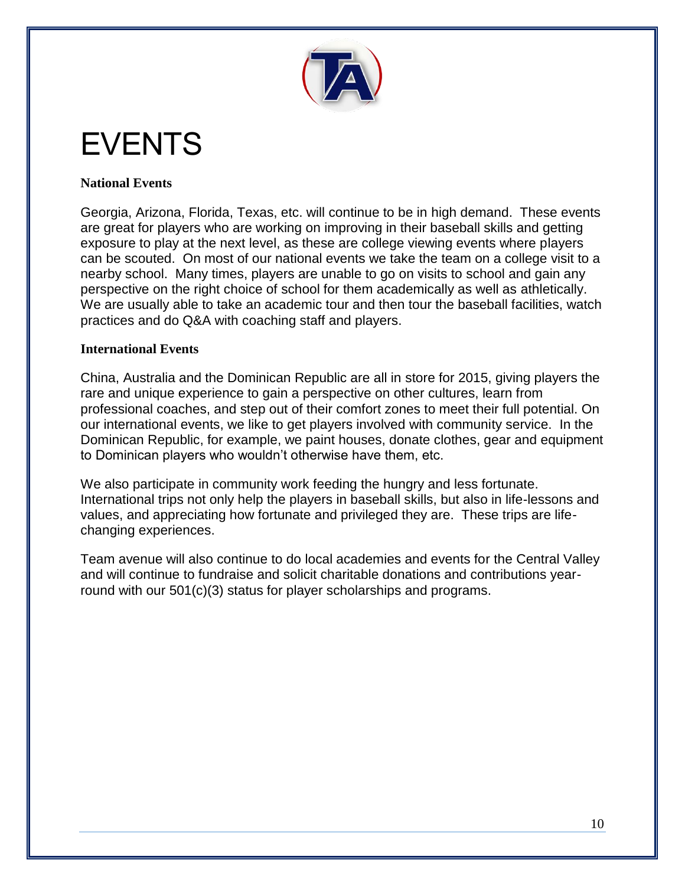# EVENTS

**National Events**

Georgia, Arizona, Florida, Texas, etc. will continue to be in high demand. These events are great for players who are working on improving in their baseball skills and getting exposure to play at the next level, as these are college viewing events where players can be scouted. On most of our national events we take the team on a college visit to a nearby school. Many times, players are unable to go on visits to school and gain any perspective on the right choice of school for them academically as well as athletically. We are usually able to take an academic tour and then tour the baseball facilities, watch practices and do Q&A with coaching staff and players.

**International Events**

China, Australia and the Dominican Republic are all in store for 2015, giving players the rare and unique experience to gain a perspective on other cultures, learn from professional coaches, and step out of their comfort zones to meet their full potential. On our international events, we like to get players involved with community service. In the Dominican Republic, for example, we paint houses, donate clothes, gear and equipment to Dominican players who wouldn't otherwise have them, etc.

We also participate in community work feeding the hungry and less fortunate. International trips not only help the players in baseball skills, but also in life-lessons and values, and appreciating how fortunate and privileged they are. These trips are life-changing experiences.

Team avenue will also continue to do local academies and events for the Central Valley and will continue to fundraise and solicit charitable donations and contributions year-round with our 501(c)(3) status for player scholarships and programs.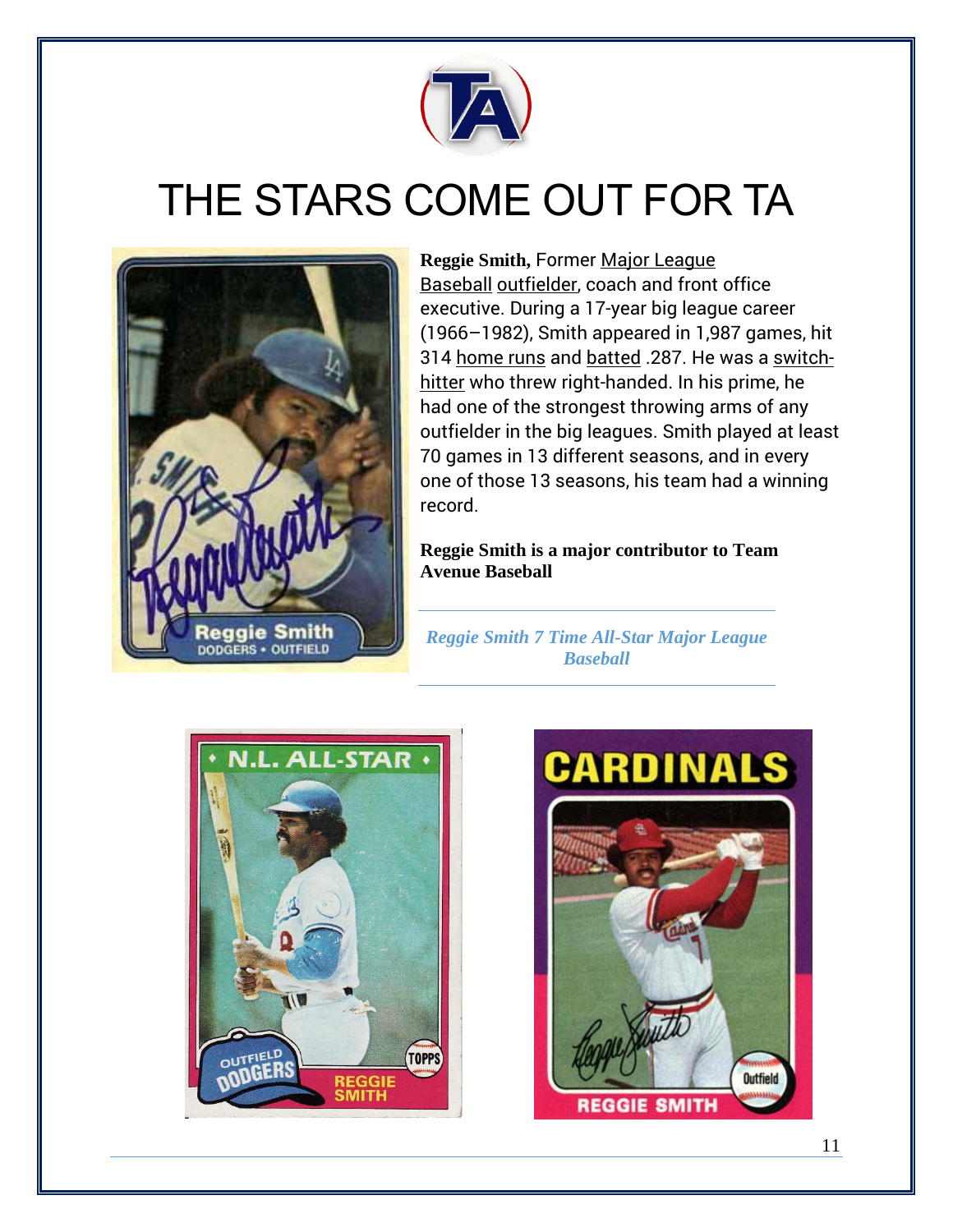# THE STARS COME OUT FOR TA

**Reggie Smith,** Former Major League Baseball outfielder, coach and front office executive. During a 17-year big league career (1966–1982), Smith appeared in 1,987 games, hit 314 home runs and batted .287. He was a switch-hitter who threw right-handed. In his prime, he had one of the strongest throwing arms of any outfielder in the big leagues. Smith played at least 70 games in 13 different seasons, and in every one of those 13 seasons, his team had a winning record.

**Reggie Smith is a major contributor to Team Avenue Baseball**

***Reggie Smith 7 Time All-Star Major League Baseball***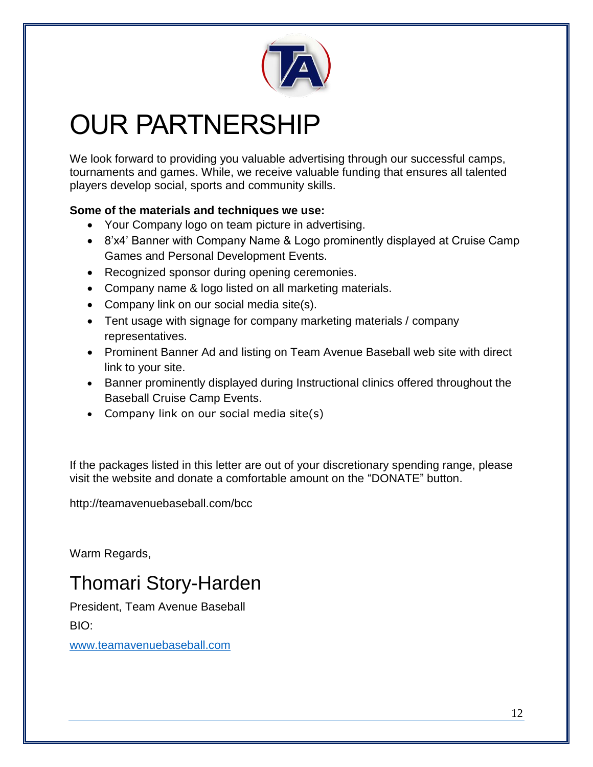# OUR PARTNERSHIP

We look forward to providing you valuable advertising through our successful camps, tournaments and games. While, we receive valuable funding that ensures all talented players develop social, sports and community skills.

**Some of the materials and techniques we use:**

- Your Company logo on team picture in advertising.
- 8'x4' Banner with Company Name & Logo prominently displayed at Cruise Camp Games and Personal Development Events.
- Recognized sponsor during opening ceremonies.
- Company name & logo listed on all marketing materials.
- Company link on our social media site(s).
- Tent usage with signage for company marketing materials / company representatives.
- Prominent Banner Ad and listing on Team Avenue Baseball web site with direct link to your site.
- Banner prominently displayed during Instructional clinics offered throughout the Baseball Cruise Camp Events.
- Company link on our social media site(s)

If the packages listed in this letter are out of your discretionary spending range, please visit the website and donate a comfortable amount on the "DONATE" button.

http://teamavenuebaseball.com/bcc

Warm Regards,

## Thomari Story-Harden

President, Team Avenue Baseball

BIO:

www.teamavenuebaseball.com